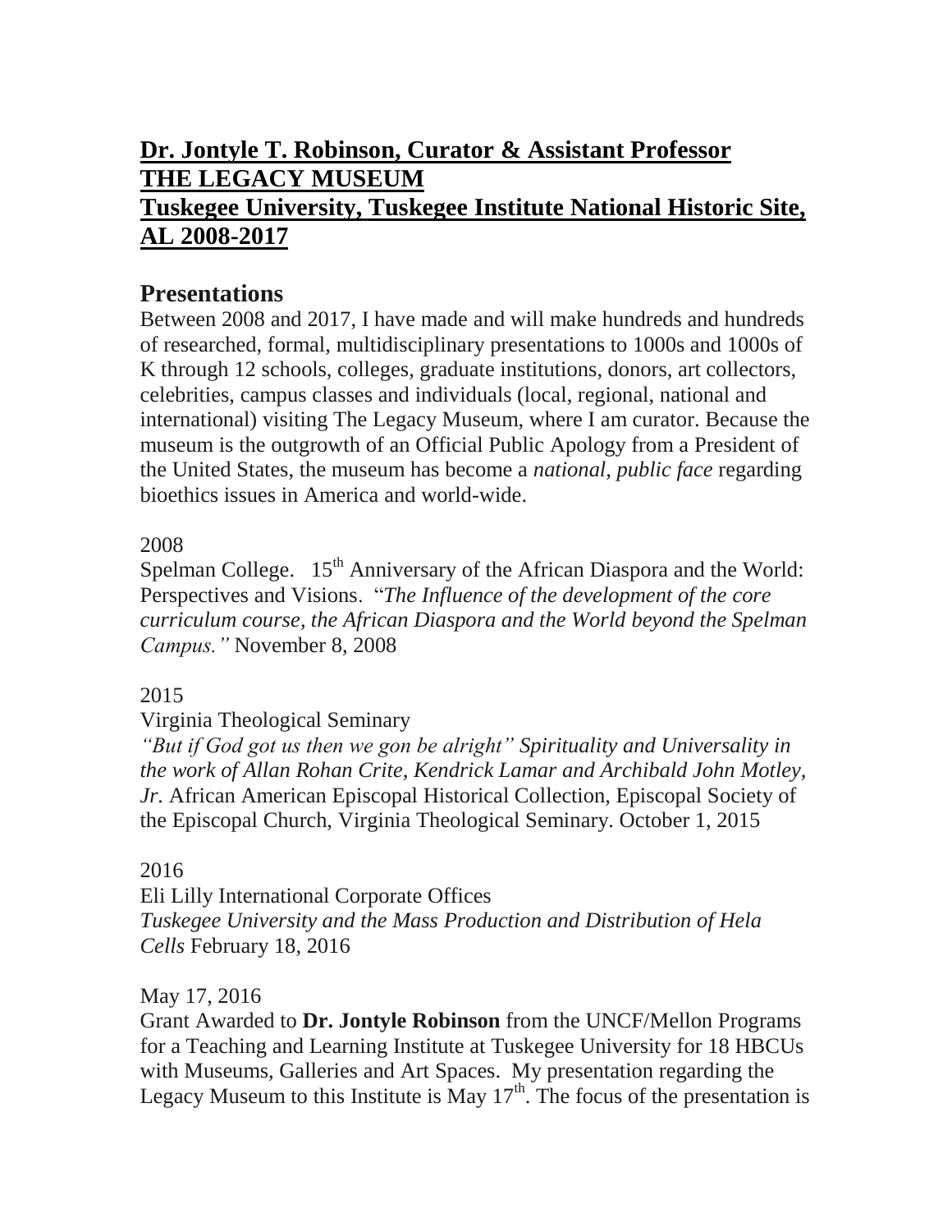# **Dr. Jontyle T. Robinson, Curator & Assistant Professor**
# **THE LEGACY MUSEUM**
# **Tuskegee University, Tuskegee Institute National Historic Site, AL 2008-2017**

## Presentations

Between 2008 and 2017, I have made and will make hundreds and hundreds of researched, formal, multidisciplinary presentations to 1000s and 1000s of K through 12 schools, colleges, graduate institutions, donors, art collectors, celebrities, campus classes and individuals (local, regional, national and international) visiting The Legacy Museum, where I am curator. Because the museum is the outgrowth of an Official Public Apology from a President of the United States, the museum has become a *national, public face* regarding bioethics issues in America and world-wide.

2008

Spelman College. 15th Anniversary of the African Diaspora and the World: Perspectives and Visions. "*The Influence of the development of the core curriculum course, the African Diaspora and the World beyond the Spelman Campus."* November 8, 2008

2015

Virginia Theological Seminary

*"But if God got us then we gon be alright" Spirituality and Universality in the work of Allan Rohan Crite, Kendrick Lamar and Archibald John Motley, Jr.* African American Episcopal Historical Collection, Episcopal Society of the Episcopal Church, Virginia Theological Seminary. October 1, 2015

2016

Eli Lilly International Corporate Offices

*Tuskegee University and the Mass Production and Distribution of Hela Cells* February 18, 2016

May 17, 2016

Grant Awarded to **Dr. Jontyle Robinson** from the UNCF/Mellon Programs for a Teaching and Learning Institute at Tuskegee University for 18 HBCUs with Museums, Galleries and Art Spaces. My presentation regarding the Legacy Museum to this Institute is May 17th. The focus of the presentation is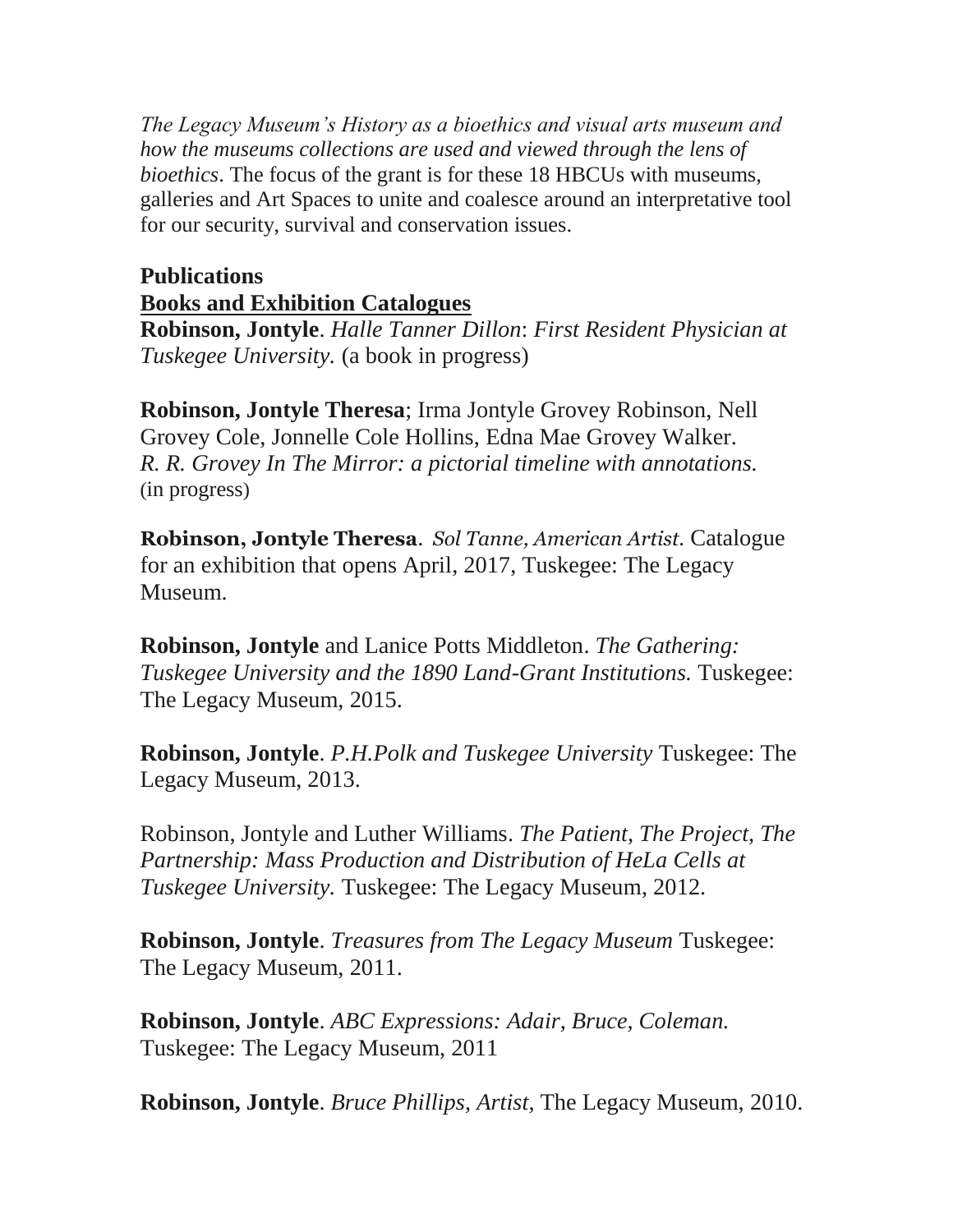*The Legacy Museum's History as a bioethics and visual arts museum and how the museums collections are used and viewed through the lens of bioethics*. The focus of the grant is for these 18 HBCUs with museums, galleries and Art Spaces to unite and coalesce around an interpretative tool for our security, survival and conservation issues.

## Publications

### Books and Exhibition Catalogues

**Robinson, Jontyle**. *Halle Tanner Dillon*: *First Resident Physician at Tuskegee University.* (a book in progress)

**Robinson, Jontyle Theresa**; Irma Jontyle Grovey Robinson, Nell Grovey Cole, Jonnelle Cole Hollins, Edna Mae Grovey Walker. *R. R. Grovey In The Mirror: a pictorial timeline with annotations.* (in progress)

**Robinson, Jontyle Theresa**. *Sol Tanne, American Artist*. Catalogue for an exhibition that opens April, 2017, Tuskegee: The Legacy Museum.

**Robinson, Jontyle** and Lanice Potts Middleton. *The Gathering: Tuskegee University and the 1890 Land-Grant Institutions.* Tuskegee: The Legacy Museum, 2015.

**Robinson, Jontyle**. *P.H.Polk and Tuskegee University* Tuskegee: The Legacy Museum, 2013.

Robinson, Jontyle and Luther Williams. *The Patient, The Project, The Partnership: Mass Production and Distribution of HeLa Cells at Tuskegee University.* Tuskegee: The Legacy Museum, 2012.

**Robinson, Jontyle**. *Treasures from The Legacy Museum* Tuskegee: The Legacy Museum, 2011.

**Robinson, Jontyle**. *ABC Expressions: Adair, Bruce, Coleman.* Tuskegee: The Legacy Museum, 2011

**Robinson, Jontyle**. *Bruce Phillips, Artist*, The Legacy Museum, 2010.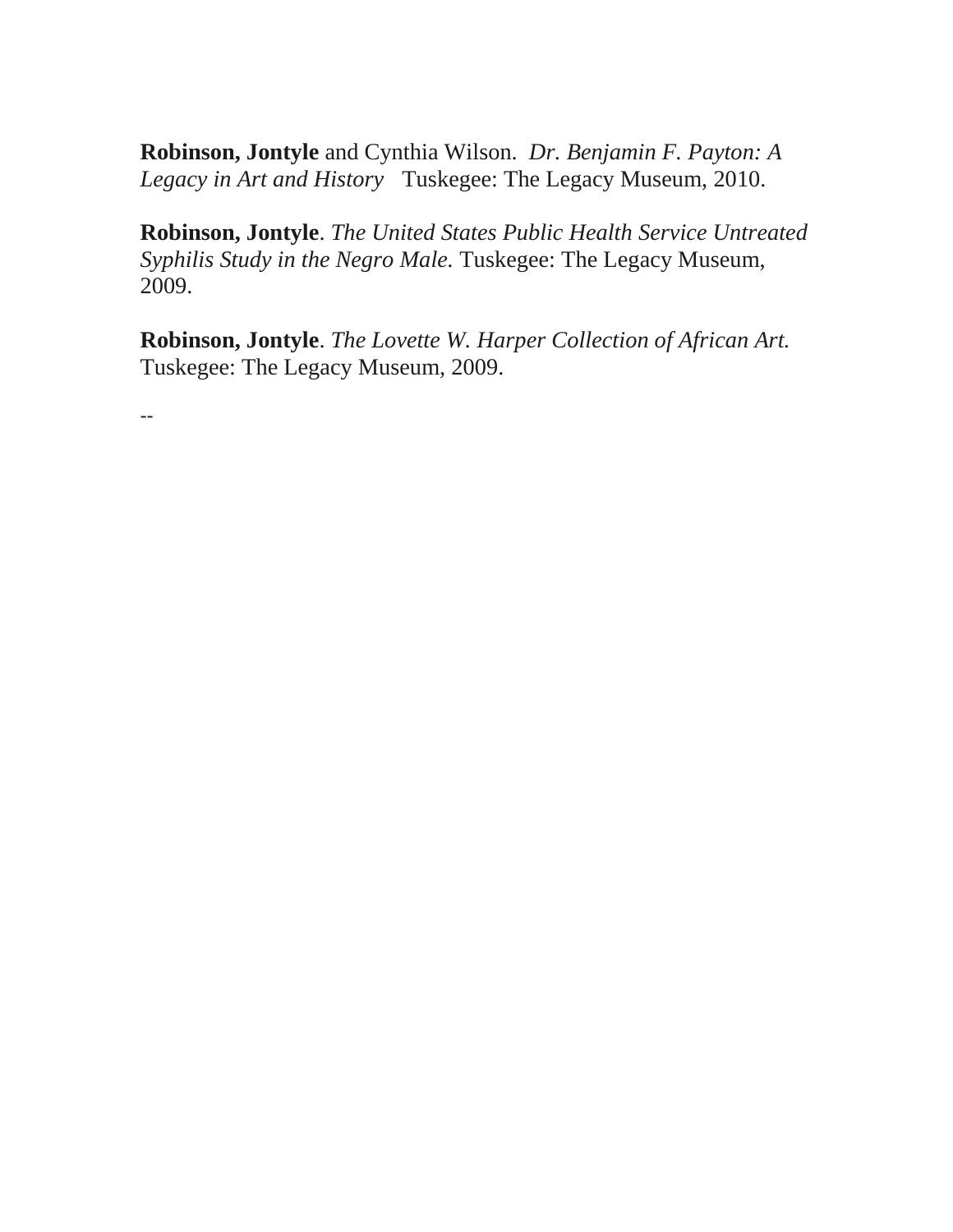**Robinson, Jontyle** and Cynthia Wilson. *Dr. Benjamin F. Payton: A Legacy in Art and History* Tuskegee: The Legacy Museum, 2010.

**Robinson, Jontyle**. *The United States Public Health Service Untreated Syphilis Study in the Negro Male.* Tuskegee: The Legacy Museum, 2009.

**Robinson, Jontyle**. *The Lovette W. Harper Collection of African Art.* Tuskegee: The Legacy Museum, 2009.

--